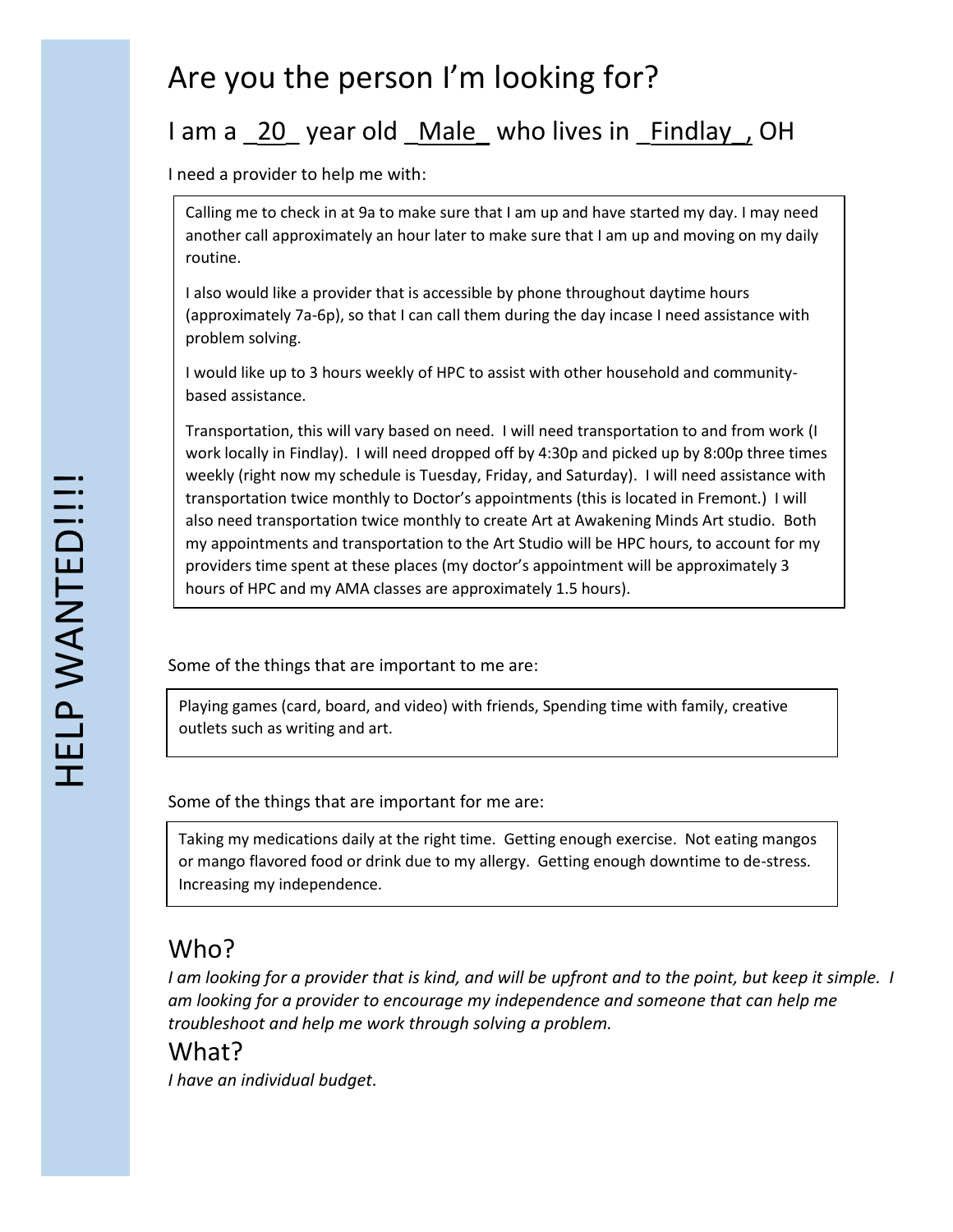HELP WANTED!!!!

# Are you the person I'm looking for?

## I am a _20_ year old _Male_ who lives in _Findlay_, OH

I need a provider to help me with:

Calling me to check in at 9a to make sure that I am up and have started my day. I may need another call approximately an hour later to make sure that I am up and moving on my daily routine.

I also would like a provider that is accessible by phone throughout daytime hours (approximately 7a-6p), so that I can call them during the day incase I need assistance with problem solving.

I would like up to 3 hours weekly of HPC to assist with other household and community-based assistance.

Transportation, this will vary based on need. I will need transportation to and from work (I work locally in Findlay). I will need dropped off by 4:30p and picked up by 8:00p three times weekly (right now my schedule is Tuesday, Friday, and Saturday). I will need assistance with transportation twice monthly to Doctor's appointments (this is located in Fremont.) I will also need transportation twice monthly to create Art at Awakening Minds Art studio. Both my appointments and transportation to the Art Studio will be HPC hours, to account for my providers time spent at these places (my doctor's appointment will be approximately 3 hours of HPC and my AMA classes are approximately 1.5 hours).

Some of the things that are important to me are:

Playing games (card, board, and video) with friends, Spending time with family, creative outlets such as writing and art.

Some of the things that are important for me are:

Taking my medications daily at the right time. Getting enough exercise. Not eating mangos or mango flavored food or drink due to my allergy. Getting enough downtime to de-stress. Increasing my independence.

## Who?

*I am looking for a provider that is kind, and will be upfront and to the point, but keep it simple. I am looking for a provider to encourage my independence and someone that can help me troubleshoot and help me work through solving a problem.*

## What?

*I have an individual budget.*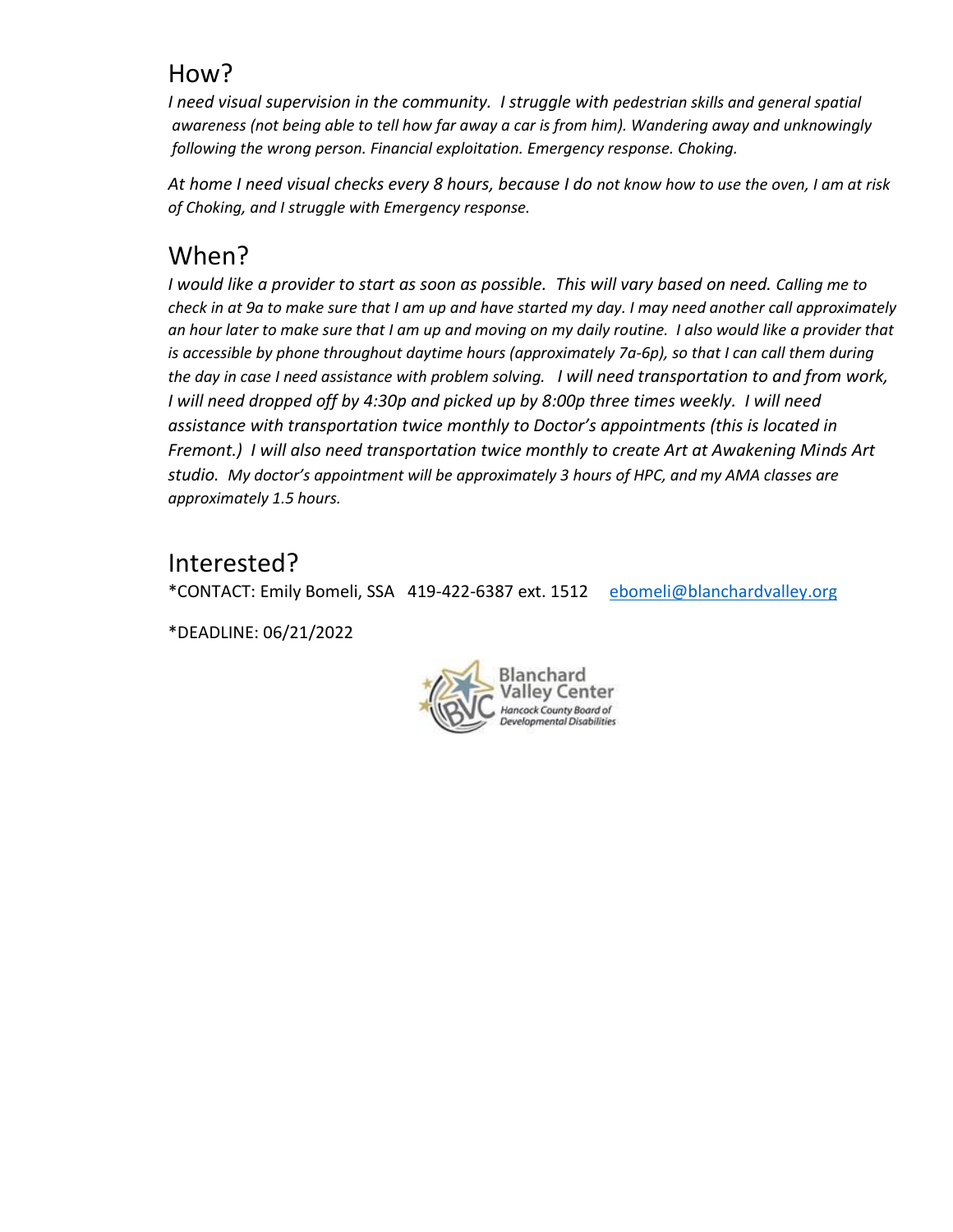## How?

*I need visual supervision in the community. I struggle with pedestrian skills and general spatial awareness (not being able to tell how far away a car is from him). Wandering away and unknowingly following the wrong person. Financial exploitation. Emergency response. Choking.*

*At home I need visual checks every 8 hours, because I do not know how to use the oven, I am at risk of Choking, and I struggle with Emergency response.*

## When?

*I would like a provider to start as soon as possible. This will vary based on need. Calling me to check in at 9a to make sure that I am up and have started my day. I may need another call approximately an hour later to make sure that I am up and moving on my daily routine. I also would like a provider that is accessible by phone throughout daytime hours (approximately 7a-6p), so that I can call them during the day in case I need assistance with problem solving. I will need transportation to and from work, I will need dropped off by 4:30p and picked up by 8:00p three times weekly. I will need assistance with transportation twice monthly to Doctor's appointments (this is located in Fremont.) I will also need transportation twice monthly to create Art at Awakening Minds Art studio. My doctor's appointment will be approximately 3 hours of HPC, and my AMA classes are approximately 1.5 hours.*

## Interested?

*CONTACT: Emily Bomeli, SSA 419-422-6387 ext. 1512 ebomeli@blanchardvalley.org

*DEADLINE: 06/21/2022

Blanchard Valley Center
Hancock County Board of Developmental Disabilities